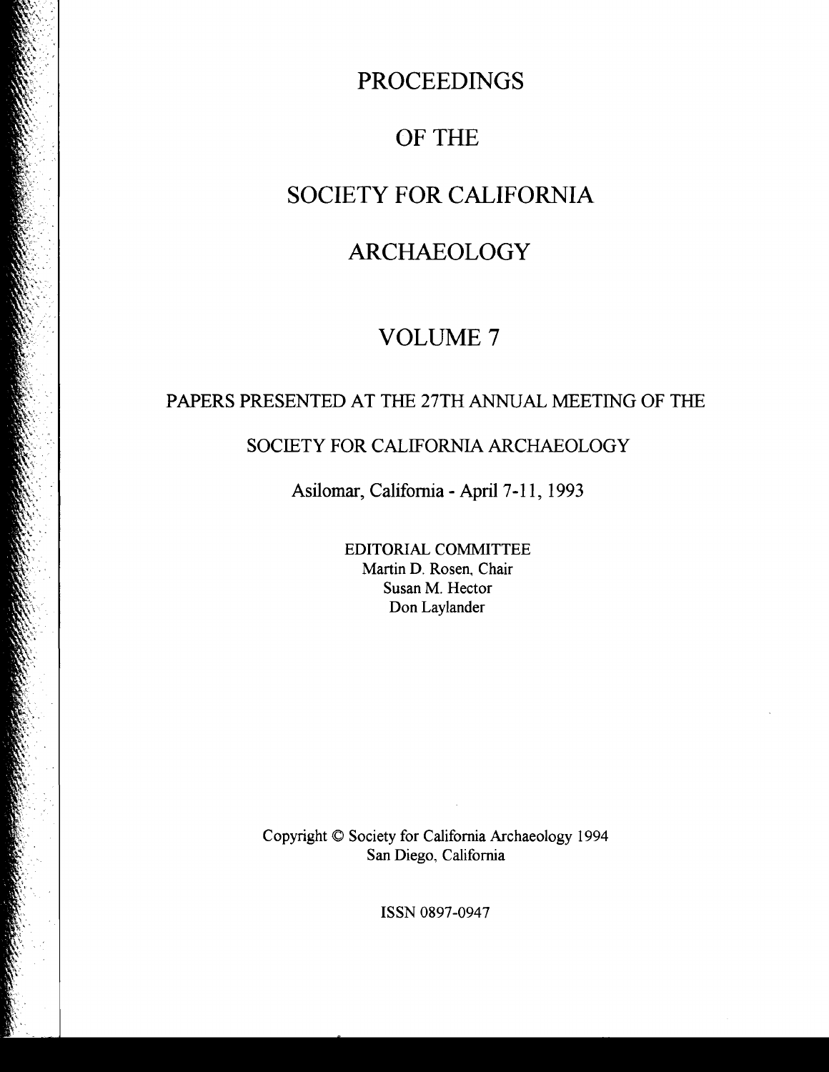# PROCEEDINGS

# OF THE

# SOCIETY FOR CALIFORNIA

# ARCHAEOLOGY

## VOLUME 7

PAPERS PRESENTED AT THE 27TH ANNUAL MEETING OF THE

SOCIETY FOR CALIFORNIA ARCHAEOLOGY

Asilomar, California - April 7-11, 1993

EDITORIAL COMMITTEE
Martin D. Rosen, Chair
Susan M. Hector
Don Laylander

Copyright © Society for California Archaeology 1994
San Diego, California

ISSN 0897-0947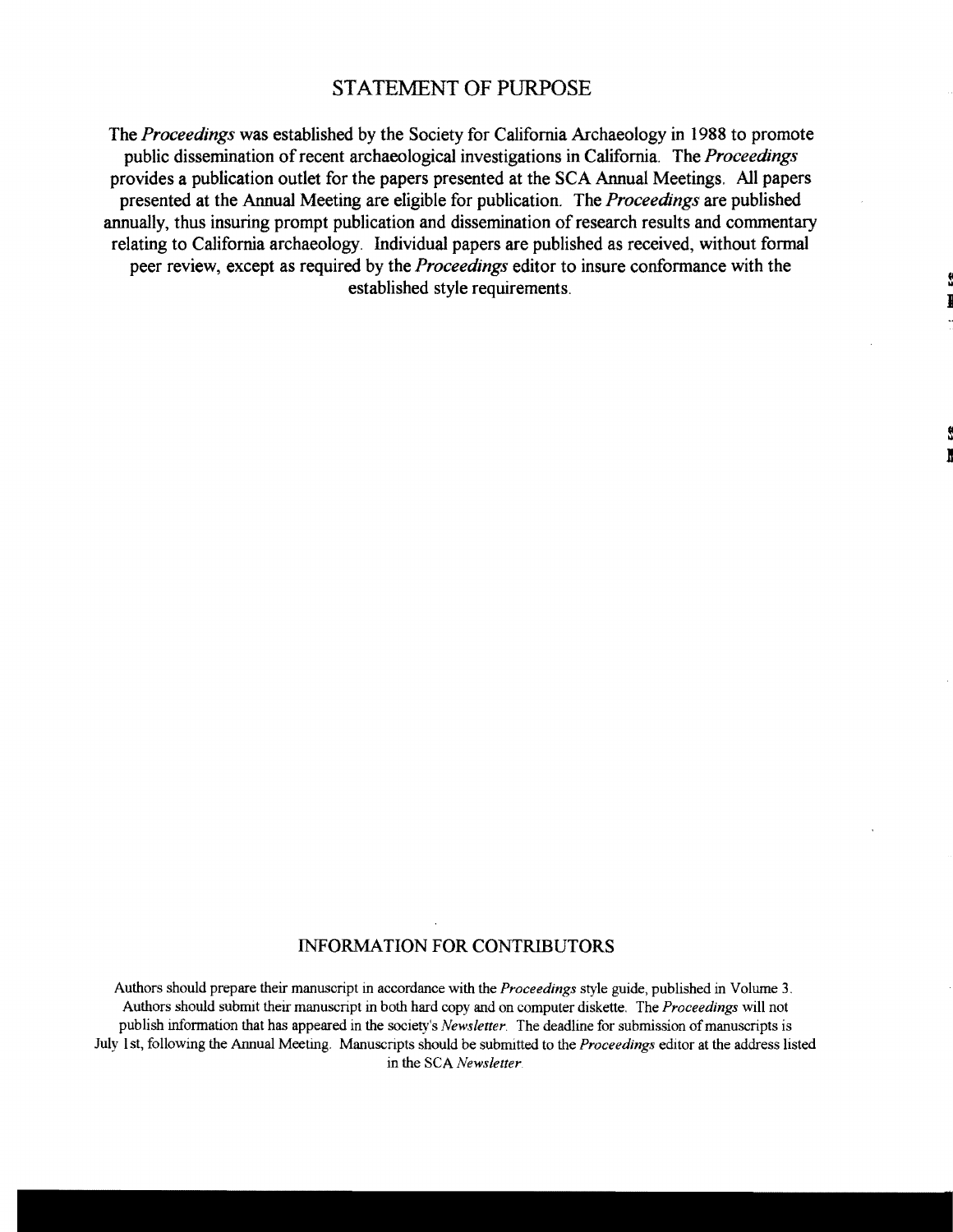## STATEMENT OF PURPOSE

The *Proceedings* was established by the Society for California Archaeology in 1988 to promote public dissemination of recent archaeological investigations in California. The *Proceedings* provides a publication outlet for the papers presented at the SCA Annual Meetings. All papers presented at the Annual Meeting are eligible for publication. The *Proceedings* are published annually, thus insuring prompt publication and dissemination of research results and commentary relating to California archaeology. Individual papers are published as received, without formal peer review, except as required by the *Proceedings* editor to insure conformance with the established style requirements.

## INFORMATION FOR CONTRIBUTORS

Authors should prepare their manuscript in accordance with the *Proceedings* style guide, published in Volume 3. Authors should submit their manuscript in both hard copy and on computer diskette. The *Proceedings* will not publish information that has appeared in the society's *Newsletter*. The deadline for submission of manuscripts is July 1st, following the Annual Meeting. Manuscripts should be submitted to the *Proceedings* editor at the address listed in the SCA *Newsletter*.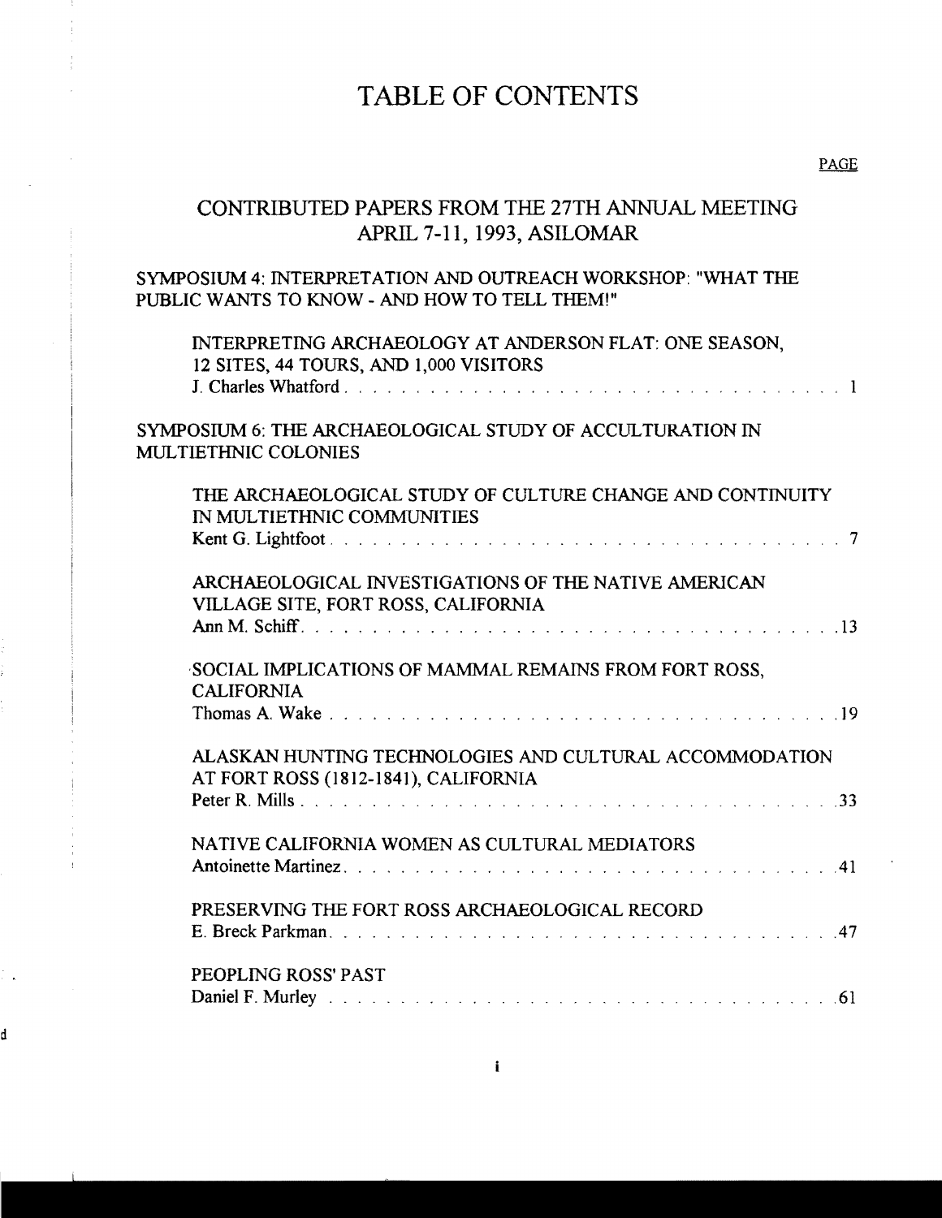# TABLE OF CONTENTS

PAGE

## CONTRIBUTED PAPERS FROM THE 27TH ANNUAL MEETING APRIL 7-11, 1993, ASILOMAR

### SYMPOSIUM 4: INTERPRETATION AND OUTREACH WORKSHOP: "WHAT THE PUBLIC WANTS TO KNOW - AND HOW TO TELL THEM!"

INTERPRETING ARCHAEOLOGY AT ANDERSON FLAT: ONE SEASON, 12 SITES, 44 TOURS, AND 1,000 VISITORS
J. Charles Whatford . . . . . . . . . . . . . . . . . . . . . . . . . . . . . . . . . . . 1

### SYMPOSIUM 6: THE ARCHAEOLOGICAL STUDY OF ACCULTURATION IN MULTIETHNIC COLONIES

THE ARCHAEOLOGICAL STUDY OF CULTURE CHANGE AND CONTINUITY IN MULTIETHNIC COMMUNITIES
Kent G. Lightfoot . . . . . . . . . . . . . . . . . . . . . . . . . . . . . . . . . . . 7

ARCHAEOLOGICAL INVESTIGATIONS OF THE NATIVE AMERICAN VILLAGE SITE, FORT ROSS, CALIFORNIA
Ann M. Schiff . . . . . . . . . . . . . . . . . . . . . . . . . . . . . . . . . . . 13

SOCIAL IMPLICATIONS OF MAMMAL REMAINS FROM FORT ROSS, CALIFORNIA
Thomas A. Wake . . . . . . . . . . . . . . . . . . . . . . . . . . . . . . . . . . . 19

ALASKAN HUNTING TECHNOLOGIES AND CULTURAL ACCOMMODATION AT FORT ROSS (1812-1841), CALIFORNIA
Peter R. Mills . . . . . . . . . . . . . . . . . . . . . . . . . . . . . . . . . . . 33

NATIVE CALIFORNIA WOMEN AS CULTURAL MEDIATORS
Antoinette Martinez . . . . . . . . . . . . . . . . . . . . . . . . . . . . . . . . . . . 41

PRESERVING THE FORT ROSS ARCHAEOLOGICAL RECORD
E. Breck Parkman . . . . . . . . . . . . . . . . . . . . . . . . . . . . . . . . . . . 47

PEOPLING ROSS' PAST
Daniel F. Murley . . . . . . . . . . . . . . . . . . . . . . . . . . . . . . . . . . . 61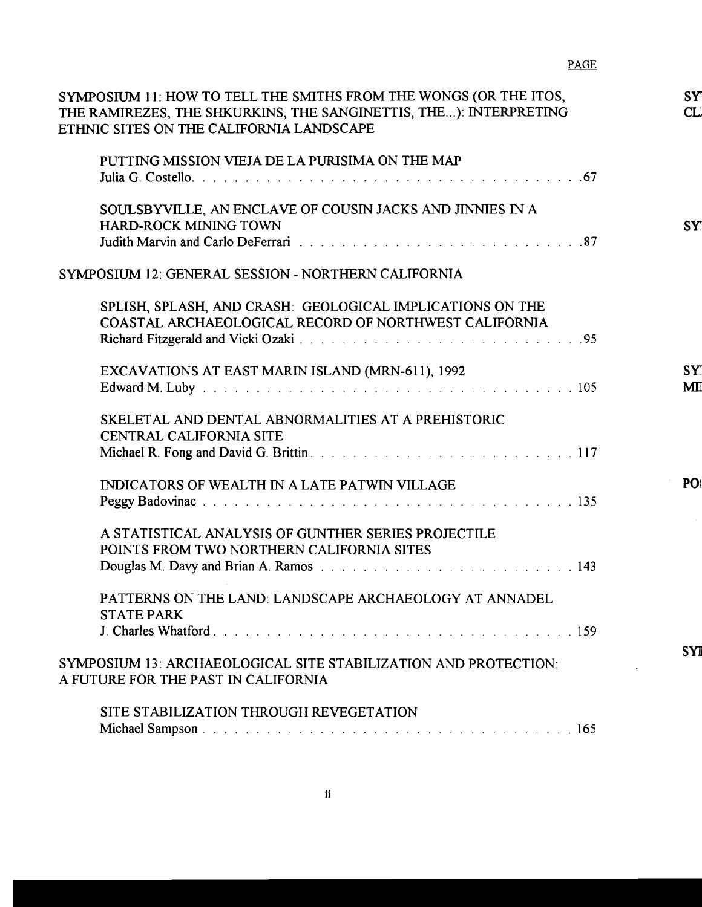PAGE

SYMPOSIUM 11: HOW TO TELL THE SMITHS FROM THE WONGS (OR THE ITOS, THE RAMIREZES, THE SHKURKINS, THE SANGINETTIS, THE...): INTERPRETING ETHNIC SITES ON THE CALIFORNIA LANDSCAPE

- PUTTING MISSION VIEJA DE LA PURISIMA ON THE MAP
  Julia G. Costello. . . . . . . . . . . . . . . . . . . . . . . . . . . . . . . . . . . . . .67

- SOULSBYVILLE, AN ENCLAVE OF COUSIN JACKS AND JINNIES IN A HARD-ROCK MINING TOWN
  Judith Marvin and Carlo DeFerrari . . . . . . . . . . . . . . . . . . . . . . . . . . .87

SYMPOSIUM 12: GENERAL SESSION - NORTHERN CALIFORNIA

- SPLISH, SPLASH, AND CRASH: GEOLOGICAL IMPLICATIONS ON THE COASTAL ARCHAEOLOGICAL RECORD OF NORTHWEST CALIFORNIA
  Richard Fitzgerald and Vicki Ozaki . . . . . . . . . . . . . . . . . . . . . . . . . . .95

- EXCAVATIONS AT EAST MARIN ISLAND (MRN-611), 1992
  Edward M. Luby . . . . . . . . . . . . . . . . . . . . . . . . . . . . . . . . . . . . . 105

- SKELETAL AND DENTAL ABNORMALITIES AT A PREHISTORIC CENTRAL CALIFORNIA SITE
  Michael R. Fong and David G. Brittin. . . . . . . . . . . . . . . . . . . . . . . . . . 117

- INDICATORS OF WEALTH IN A LATE PATWIN VILLAGE
  Peggy Badovinac . . . . . . . . . . . . . . . . . . . . . . . . . . . . . . . . . . . . . 135

- A STATISTICAL ANALYSIS OF GUNTHER SERIES PROJECTILE POINTS FROM TWO NORTHERN CALIFORNIA SITES
  Douglas M. Davy and Brian A. Ramos . . . . . . . . . . . . . . . . . . . . . . . . . 143

- PATTERNS ON THE LAND: LANDSCAPE ARCHAEOLOGY AT ANNADEL STATE PARK
  J. Charles Whatford . . . . . . . . . . . . . . . . . . . . . . . . . . . . . . . . . . . 159

SYMPOSIUM 13: ARCHAEOLOGICAL SITE STABILIZATION AND PROTECTION: A FUTURE FOR THE PAST IN CALIFORNIA

- SITE STABILIZATION THROUGH REVEGETATION
  Michael Sampson . . . . . . . . . . . . . . . . . . . . . . . . . . . . . . . . . . . . 165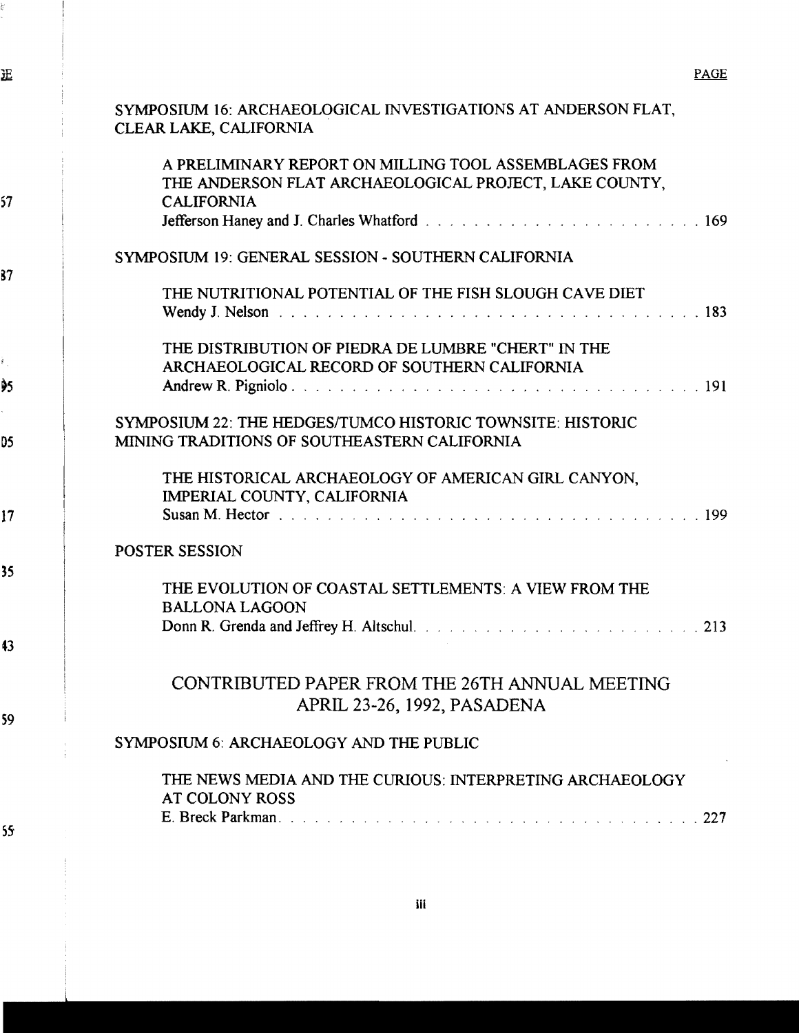PAGE

SYMPOSIUM 16: ARCHAEOLOGICAL INVESTIGATIONS AT ANDERSON FLAT, CLEAR LAKE, CALIFORNIA

A PRELIMINARY REPORT ON MILLING TOOL ASSEMBLAGES FROM THE ANDERSON FLAT ARCHAEOLOGICAL PROJECT, LAKE COUNTY, CALIFORNIA
Jefferson Haney and J. Charles Whatford . . . . . . . . . . . . . . . . . . . . . . . 169

SYMPOSIUM 19: GENERAL SESSION - SOUTHERN CALIFORNIA

THE NUTRITIONAL POTENTIAL OF THE FISH SLOUGH CAVE DIET
Wendy J. Nelson . . . . . . . . . . . . . . . . . . . . . . . . . . . . . . . . . . . 183

THE DISTRIBUTION OF PIEDRA DE LUMBRE "CHERT" IN THE ARCHAEOLOGICAL RECORD OF SOUTHERN CALIFORNIA
Andrew R. Pigniolo . . . . . . . . . . . . . . . . . . . . . . . . . . . . . . . . . 191

SYMPOSIUM 22: THE HEDGES/TUMCO HISTORIC TOWNSITE: HISTORIC MINING TRADITIONS OF SOUTHEASTERN CALIFORNIA

THE HISTORICAL ARCHAEOLOGY OF AMERICAN GIRL CANYON, IMPERIAL COUNTY, CALIFORNIA
Susan M. Hector . . . . . . . . . . . . . . . . . . . . . . . . . . . . . . . . . . 199

POSTER SESSION

THE EVOLUTION OF COASTAL SETTLEMENTS: A VIEW FROM THE BALLONA LAGOON
Donn R. Grenda and Jeffrey H. Altschul. . . . . . . . . . . . . . . . . . . . . . . 213

## CONTRIBUTED PAPER FROM THE 26TH ANNUAL MEETING APRIL 23-26, 1992, PASADENA

SYMPOSIUM 6: ARCHAEOLOGY AND THE PUBLIC

THE NEWS MEDIA AND THE CURIOUS: INTERPRETING ARCHAEOLOGY AT COLONY ROSS
E. Breck Parkman. . . . . . . . . . . . . . . . . . . . . . . . . . . . . . . . . . 227